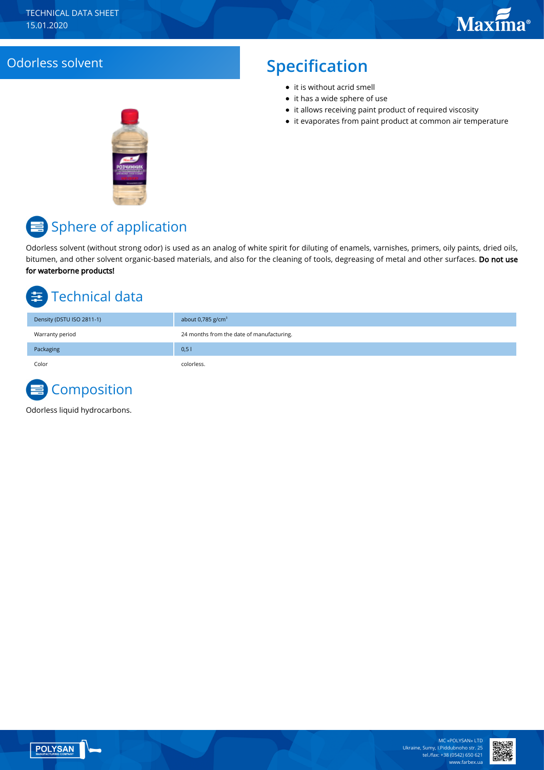# Odorless solvent

## Specification

- it is without acrid smell
- it has a wide sphere of use
- it allows receiving paint product of required viscosity
- it evaporates from paint product at common air temperature

## Sphere of application

Odorless solvent (without strong odor) is used as an analog of white spirit for diluting of enamels, varnishes, primers, oily paints, dried oils, bitumen, and other solvent organic-based materials, and also for the cleaning of tools, degreasing of metal and other surfaces. **Do not use for waterborne products!**

## Technical data

| | |
|---|---|
| Density (DSTU ISO 2811-1) | about 0,785 g/cm³ |
| Warranty period | 24 months from the date of manufacturing. |
| Packaging | 0,5 l |
| Color | colorless. |

## Composition

Odorless liquid hydrocarbons.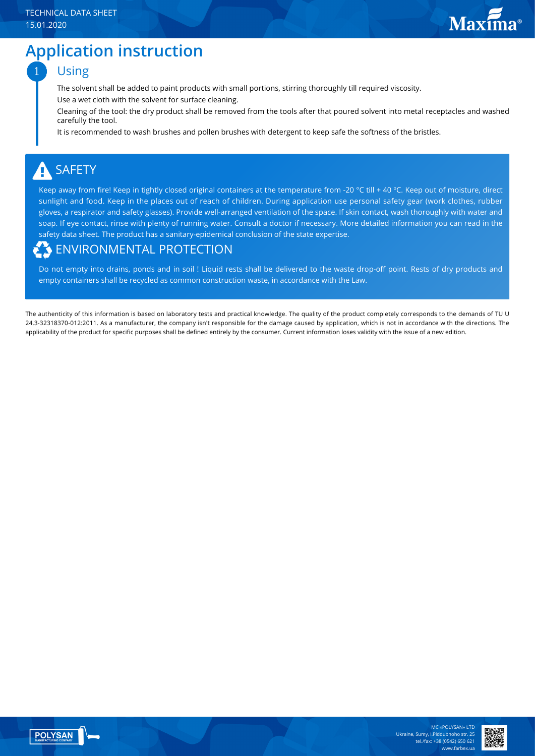# Application instruction

## 1 Using

The solvent shall be added to paint products with small portions, stirring thoroughly till required viscosity.

Use a wet cloth with the solvent for surface cleaning.

Cleaning of the tool: the dry product shall be removed from the tools after that poured solvent into metal receptacles and washed carefully the tool.

It is recommended to wash brushes and pollen brushes with detergent to keep safe the softness of the bristles.

## SAFETY

Keep away from fire! Keep in tightly closed original containers at the temperature from -20 °C till + 40 °C. Keep out of moisture, direct sunlight and food. Keep in the places out of reach of children. During application use personal safety gear (work clothes, rubber gloves, a respirator and safety glasses). Provide well-arranged ventilation of the space. If skin contact, wash thoroughly with water and soap. If eye contact, rinse with plenty of running water. Consult a doctor if necessary. More detailed information you can read in the safety data sheet. The product has a sanitary-epidemical conclusion of the state expertise.

## ENVIRONMENTAL PROTECTION

Do not empty into drains, ponds and in soil ! Liquid rests shall be delivered to the waste drop-off point. Rests of dry products and empty containers shall be recycled as common construction waste, in accordance with the Law.

The authenticity of this information is based on laboratory tests and practical knowledge. The quality of the product completely corresponds to the demands of TU U 24.3-32318370-012:2011. As a manufacturer, the company isn't responsible for the damage caused by application, which is not in accordance with the directions. The applicability of the product for specific purposes shall be defined entirely by the consumer. Current information loses validity with the issue of a new edition.

MC «POLYSAN» LTD
Ukraine, Sumy, I.Piddubnoho str. 25
tel./fax: +38 (0542) 650 621
www.farbex.ua